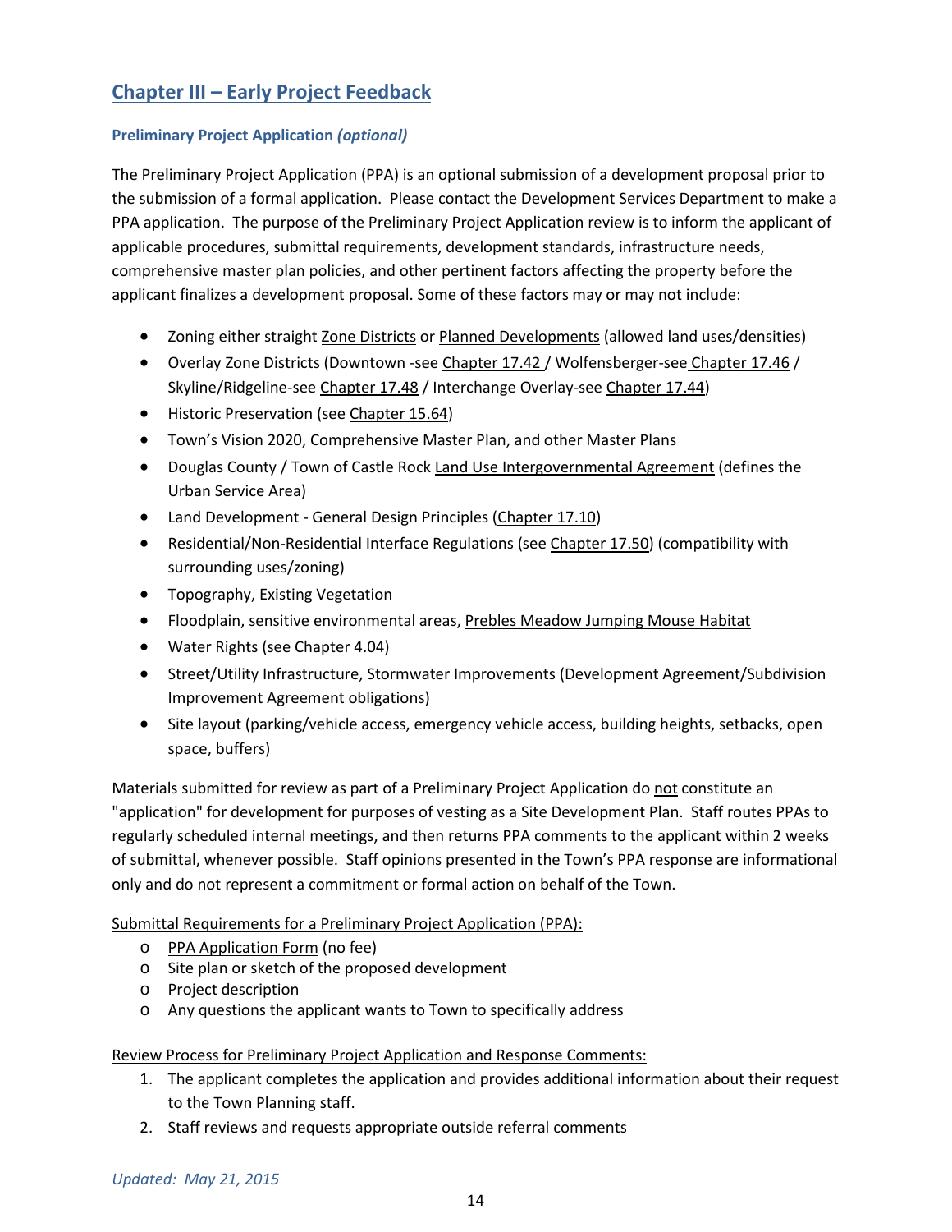## Chapter III – Early Project Feedback

### Preliminary Project Application *(optional)*

The Preliminary Project Application (PPA) is an optional submission of a development proposal prior to the submission of a formal application. Please contact the Development Services Department to make a PPA application. The purpose of the Preliminary Project Application review is to inform the applicant of applicable procedures, submittal requirements, development standards, infrastructure needs, comprehensive master plan policies, and other pertinent factors affecting the property before the applicant finalizes a development proposal. Some of these factors may or may not include:

- Zoning either straight Zone Districts or Planned Developments (allowed land uses/densities)
- Overlay Zone Districts (Downtown -see Chapter 17.42 / Wolfensberger-see Chapter 17.46 / Skyline/Ridgeline-see Chapter 17.48 / Interchange Overlay-see Chapter 17.44)
- Historic Preservation (see Chapter 15.64)
- Town's Vision 2020, Comprehensive Master Plan, and other Master Plans
- Douglas County / Town of Castle Rock Land Use Intergovernmental Agreement (defines the Urban Service Area)
- Land Development - General Design Principles (Chapter 17.10)
- Residential/Non-Residential Interface Regulations (see Chapter 17.50) (compatibility with surrounding uses/zoning)
- Topography, Existing Vegetation
- Floodplain, sensitive environmental areas, Prebles Meadow Jumping Mouse Habitat
- Water Rights (see Chapter 4.04)
- Street/Utility Infrastructure, Stormwater Improvements (Development Agreement/Subdivision Improvement Agreement obligations)
- Site layout (parking/vehicle access, emergency vehicle access, building heights, setbacks, open space, buffers)

Materials submitted for review as part of a Preliminary Project Application do not constitute an "application" for development for purposes of vesting as a Site Development Plan. Staff routes PPAs to regularly scheduled internal meetings, and then returns PPA comments to the applicant within 2 weeks of submittal, whenever possible. Staff opinions presented in the Town's PPA response are informational only and do not represent a commitment or formal action on behalf of the Town.

Submittal Requirements for a Preliminary Project Application (PPA):

- PPA Application Form (no fee)
- Site plan or sketch of the proposed development
- Project description
- Any questions the applicant wants to Town to specifically address

Review Process for Preliminary Project Application and Response Comments:

1. The applicant completes the application and provides additional information about their request to the Town Planning staff.
2. Staff reviews and requests appropriate outside referral comments

*Updated: May 21, 2015*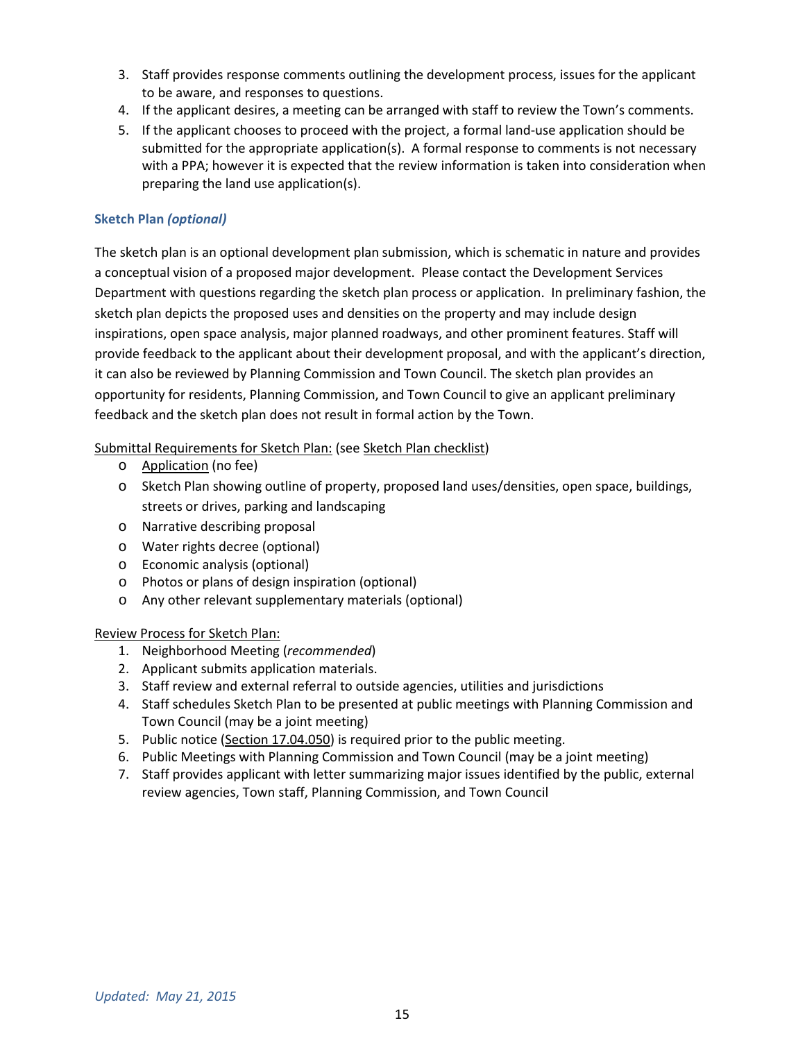3. Staff provides response comments outlining the development process, issues for the applicant to be aware, and responses to questions.
4. If the applicant desires, a meeting can be arranged with staff to review the Town's comments.
5. If the applicant chooses to proceed with the project, a formal land-use application should be submitted for the appropriate application(s). A formal response to comments is not necessary with a PPA; however it is expected that the review information is taken into consideration when preparing the land use application(s).

### Sketch Plan *(optional)*

The sketch plan is an optional development plan submission, which is schematic in nature and provides a conceptual vision of a proposed major development. Please contact the Development Services Department with questions regarding the sketch plan process or application. In preliminary fashion, the sketch plan depicts the proposed uses and densities on the property and may include design inspirations, open space analysis, major planned roadways, and other prominent features. Staff will provide feedback to the applicant about their development proposal, and with the applicant's direction, it can also be reviewed by Planning Commission and Town Council. The sketch plan provides an opportunity for residents, Planning Commission, and Town Council to give an applicant preliminary feedback and the sketch plan does not result in formal action by the Town.

Submittal Requirements for Sketch Plan: (see Sketch Plan checklist)

- Application (no fee)
- Sketch Plan showing outline of property, proposed land uses/densities, open space, buildings, streets or drives, parking and landscaping
- Narrative describing proposal
- Water rights decree (optional)
- Economic analysis (optional)
- Photos or plans of design inspiration (optional)
- Any other relevant supplementary materials (optional)

Review Process for Sketch Plan:

1. Neighborhood Meeting (*recommended*)
2. Applicant submits application materials.
3. Staff review and external referral to outside agencies, utilities and jurisdictions
4. Staff schedules Sketch Plan to be presented at public meetings with Planning Commission and Town Council (may be a joint meeting)
5. Public notice (Section 17.04.050) is required prior to the public meeting.
6. Public Meetings with Planning Commission and Town Council (may be a joint meeting)
7. Staff provides applicant with letter summarizing major issues identified by the public, external review agencies, Town staff, Planning Commission, and Town Council

*Updated: May 21, 2015*